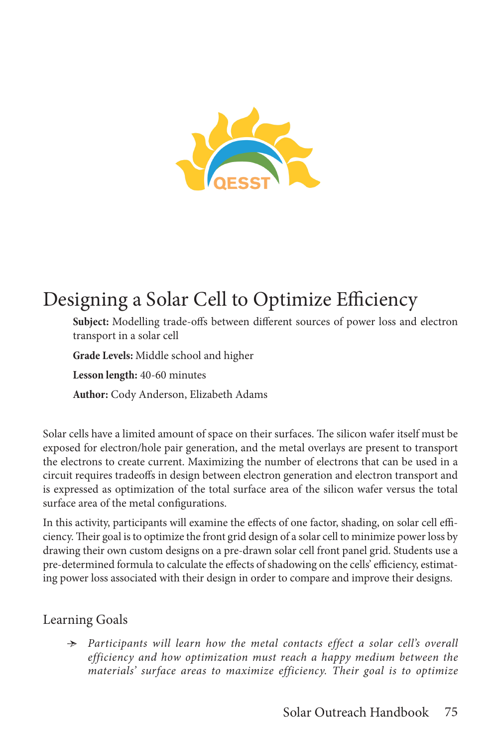# Designing a Solar Cell to Optimize Efficiency

**Subject:** Modelling trade-offs between different sources of power loss and electron transport in a solar cell

**Grade Levels:** Middle school and higher

**Lesson length:** 40-60 minutes

**Author:** Cody Anderson, Elizabeth Adams

Solar cells have a limited amount of space on their surfaces. The silicon wafer itself must be exposed for electron/hole pair generation, and the metal overlays are present to transport the electrons to create current. Maximizing the number of electrons that can be used in a circuit requires tradeoffs in design between electron generation and electron transport and is expressed as optimization of the total surface area of the silicon wafer versus the total surface area of the metal configurations.

In this activity, participants will examine the effects of one factor, shading, on solar cell efficiency. Their goal is to optimize the front grid design of a solar cell to minimize power loss by drawing their own custom designs on a pre-drawn solar cell front panel grid. Students use a pre-determined formula to calculate the effects of shadowing on the cells' efficiency, estimating power loss associated with their design in order to compare and improve their designs.

## Learning Goals

- *Participants will learn how the metal contacts effect a solar cell's overall efficiency and how optimization must reach a happy medium between the materials' surface areas to maximize efficiency. Their goal is to optimize*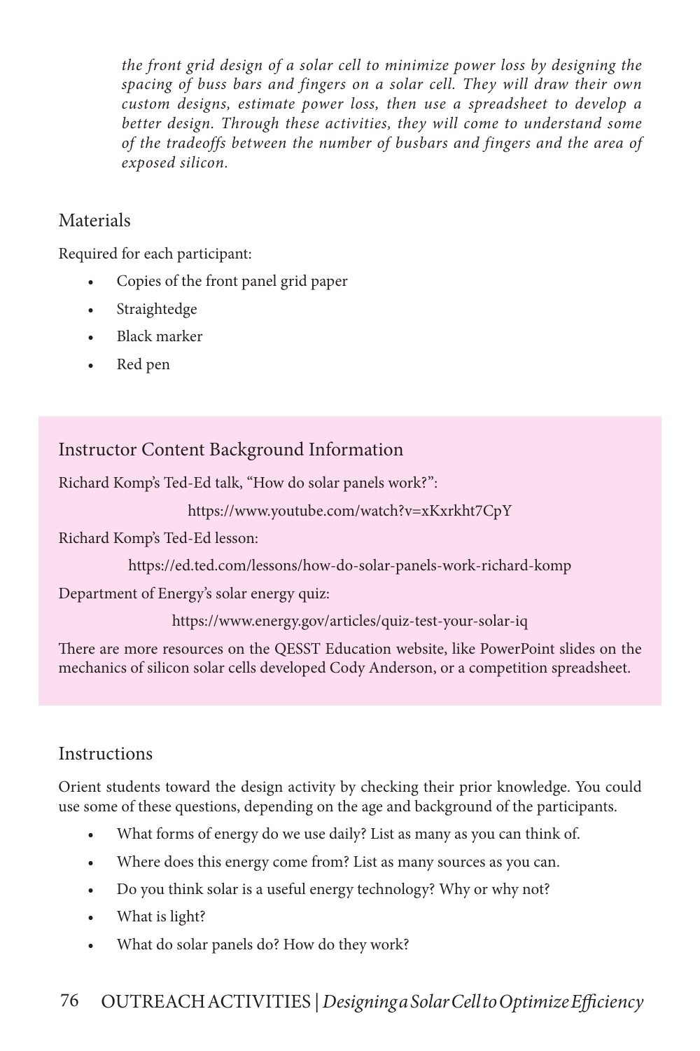*the front grid design of a solar cell to minimize power loss by designing the spacing of buss bars and fingers on a solar cell. They will draw their own custom designs, estimate power loss, then use a spreadsheet to develop a better design. Through these activities, they will come to understand some of the tradeoffs between the number of busbars and fingers and the area of exposed silicon.*

## Materials

Required for each participant:

- Copies of the front panel grid paper
- Straightedge
- Black marker
- Red pen

## Instructor Content Background Information

Richard Komp's Ted-Ed talk, "How do solar panels work?":

https://www.youtube.com/watch?v=xKxrkht7CpY

Richard Komp's Ted-Ed lesson:

https://ed.ted.com/lessons/how-do-solar-panels-work-richard-komp

Department of Energy's solar energy quiz:

https://www.energy.gov/articles/quiz-test-your-solar-iq

There are more resources on the QESST Education website, like PowerPoint slides on the mechanics of silicon solar cells developed Cody Anderson, or a competition spreadsheet.

## Instructions

Orient students toward the design activity by checking their prior knowledge. You could use some of these questions, depending on the age and background of the participants.

- What forms of energy do we use daily? List as many as you can think of.
- Where does this energy come from? List as many sources as you can.
- Do you think solar is a useful energy technology? Why or why not?
- What is light?
- What do solar panels do? How do they work?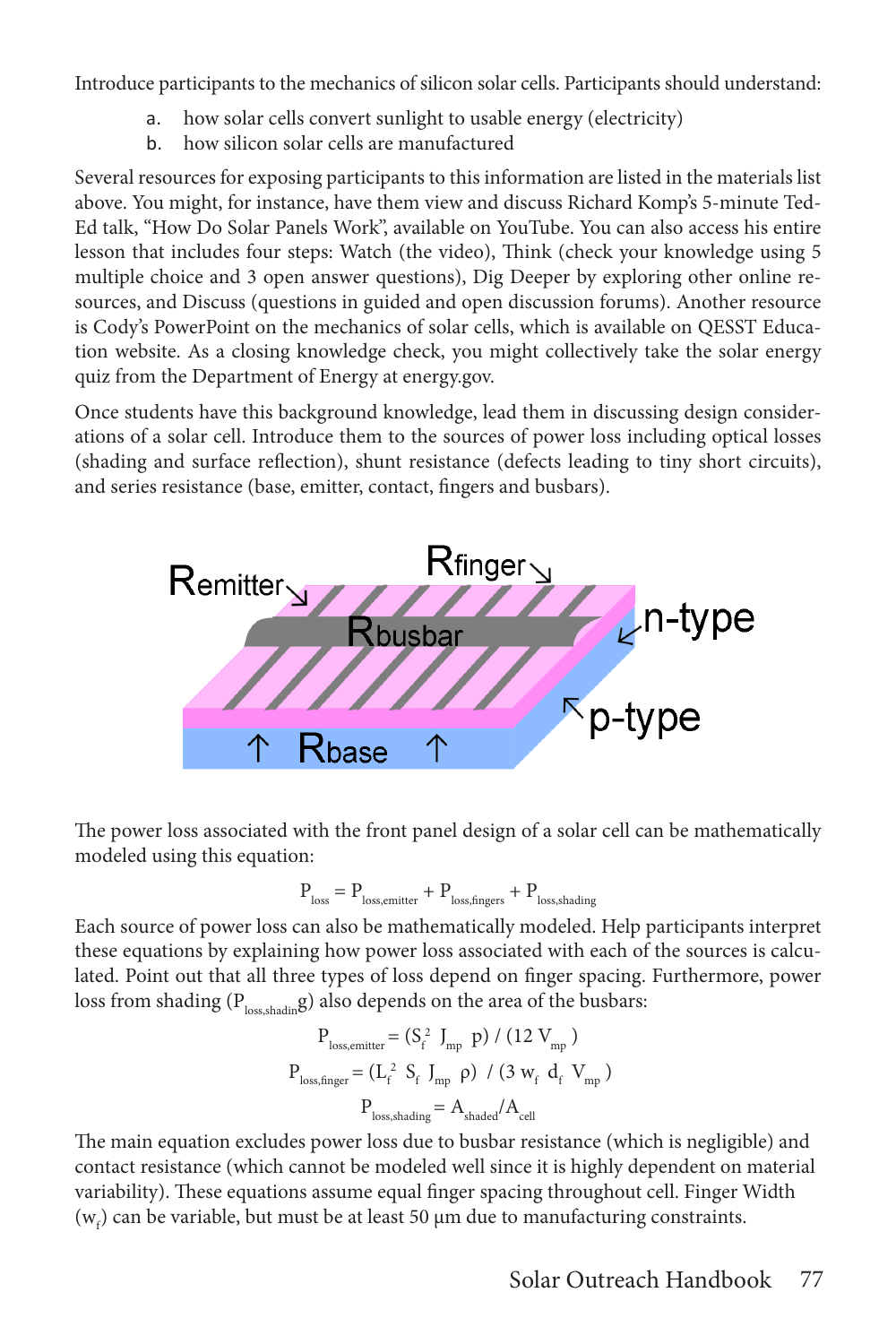Introduce participants to the mechanics of silicon solar cells. Participants should understand:

a. how solar cells convert sunlight to usable energy (electricity)
b. how silicon solar cells are manufactured

Several resources for exposing participants to this information are listed in the materials list above. You might, for instance, have them view and discuss Richard Komp's 5-minute Ted-Ed talk, "How Do Solar Panels Work", available on YouTube. You can also access his entire lesson that includes four steps: Watch (the video), Think (check your knowledge using 5 multiple choice and 3 open answer questions), Dig Deeper by exploring other online resources, and Discuss (questions in guided and open discussion forums). Another resource is Cody's PowerPoint on the mechanics of solar cells, which is available on QESST Education website. As a closing knowledge check, you might collectively take the solar energy quiz from the Department of Energy at energy.gov.

Once students have this background knowledge, lead them in discussing design considerations of a solar cell. Introduce them to the sources of power loss including optical losses (shading and surface reflection), shunt resistance (defects leading to tiny short circuits), and series resistance (base, emitter, contact, fingers and busbars).

The power loss associated with the front panel design of a solar cell can be mathematically modeled using this equation:

$$P_{loss} = P_{loss,emitter} + P_{loss,fingers} + P_{loss,shading}$$

Each source of power loss can also be mathematically modeled. Help participants interpret these equations by explaining how power loss associated with each of the sources is calculated. Point out that all three types of loss depend on finger spacing. Furthermore, power loss from shading ($P_{loss,shading}$) also depends on the area of the busbars:

$$P_{loss,emitter} = (S_f^2\ J_{mp}\ \rho) / (12\ V_{mp})$$

$$P_{loss,finger} = (L_f^2\ S_f\ J_{mp}\ \rho)\ /\ (3\ w_f\ d_f\ V_{mp})$$

$$P_{loss,shading} = A_{shaded}/A_{cell}$$

The main equation excludes power loss due to busbar resistance (which is negligible) and contact resistance (which cannot be modeled well since it is highly dependent on material variability). These equations assume equal finger spacing throughout cell. Finger Width ($w_f$) can be variable, but must be at least 50 μm due to manufacturing constraints.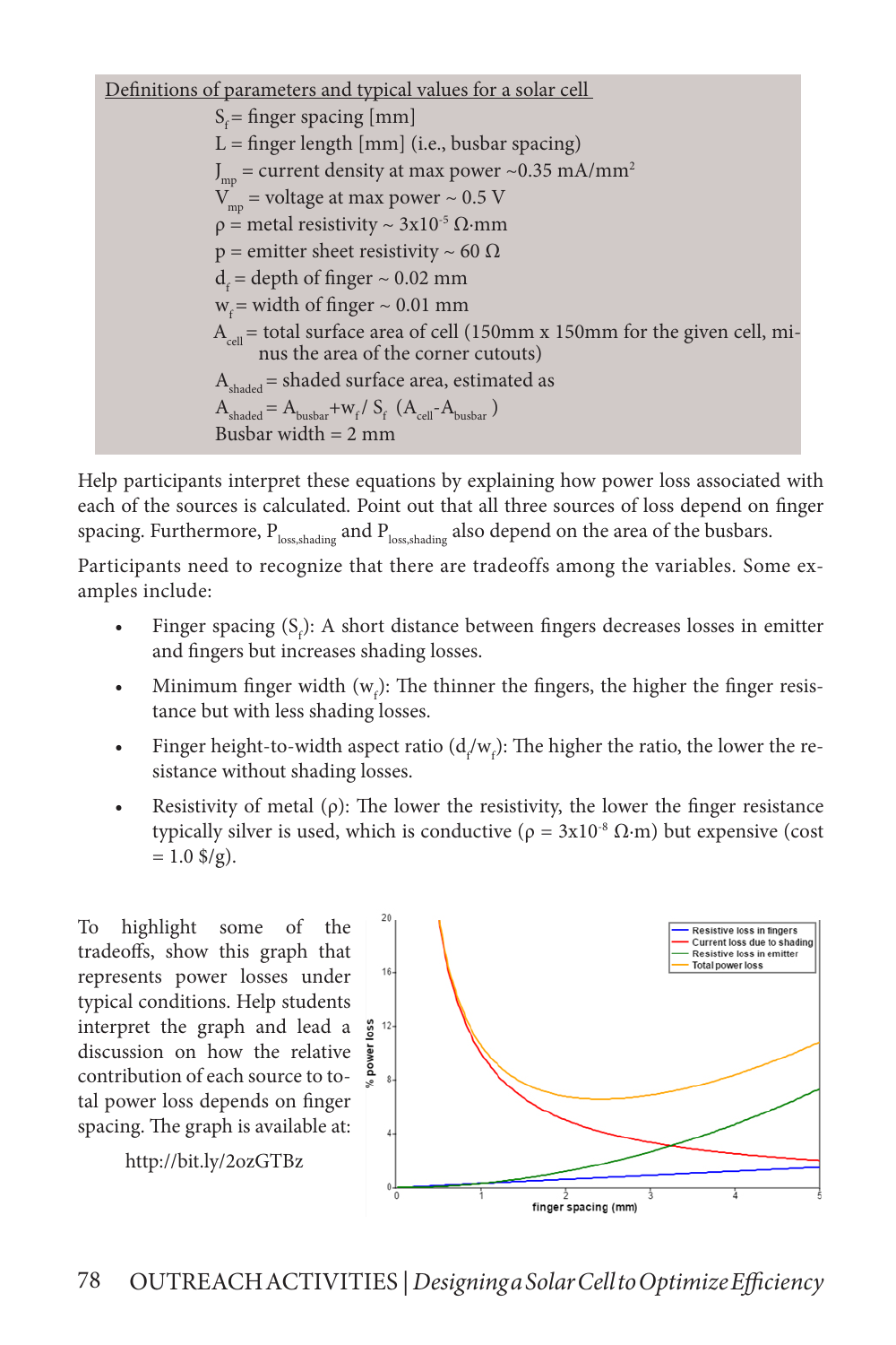Definitions of parameters and typical values for a solar cell

$S_f$ = finger spacing [mm]
L = finger length [mm] (i.e., busbar spacing)
$J_{mp}$ = current density at max power ~0.35 mA/mm$^2$
$V_{mp}$ = voltage at max power ~ 0.5 V
ρ = metal resistivity ~ $3 \times 10^{-5}$ Ω·mm
p = emitter sheet resistivity ~ 60 Ω
$d_f$ = depth of finger ~ 0.02 mm
$w_f$ = width of finger ~ 0.01 mm
$A_{cell}$ = total surface area of cell (150mm x 150mm for the given cell, minus the area of the corner cutouts)
$A_{shaded}$ = shaded surface area, estimated as
$A_{shaded} = A_{busbar} + w_f / S_f \ (A_{cell} - A_{busbar})$
Busbar width = 2 mm

Help participants interpret these equations by explaining how power loss associated with each of the sources is calculated. Point out that all three sources of loss depend on finger spacing. Furthermore, $P_{loss,shading}$ and $P_{loss,shading}$ also depend on the area of the busbars.

Participants need to recognize that there are tradeoffs among the variables. Some examples include:

- Finger spacing ($S_f$): A short distance between fingers decreases losses in emitter and fingers but increases shading losses.
- Minimum finger width ($w_f$): The thinner the fingers, the higher the finger resistance but with less shading losses.
- Finger height-to-width aspect ratio ($d_f/w_f$): The higher the ratio, the lower the resistance without shading losses.
- Resistivity of metal (ρ): The lower the resistivity, the lower the finger resistance typically silver is used, which is conductive (ρ = $3 \times 10^{-8}$ Ω·m) but expensive (cost = 1.0 \$/g).

To highlight some of the tradeoffs, show this graph that represents power losses under typical conditions. Help students interpret the graph and lead a discussion on how the relative contribution of each source to total power loss depends on finger spacing. The graph is available at:

http://bit.ly/2ozGTBz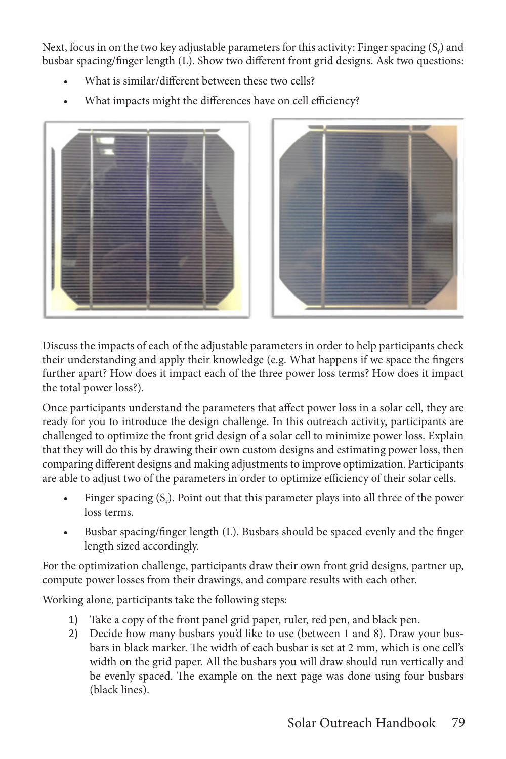Next, focus in on the two key adjustable parameters for this activity: Finger spacing ($S_f$) and busbar spacing/finger length (L). Show two different front grid designs. Ask two questions:

- What is similar/different between these two cells?
- What impacts might the differences have on cell efficiency?

Discuss the impacts of each of the adjustable parameters in order to help participants check their understanding and apply their knowledge (e.g. What happens if we space the fingers further apart? How does it impact each of the three power loss terms? How does it impact the total power loss?).

Once participants understand the parameters that affect power loss in a solar cell, they are ready for you to introduce the design challenge. In this outreach activity, participants are challenged to optimize the front grid design of a solar cell to minimize power loss. Explain that they will do this by drawing their own custom designs and estimating power loss, then comparing different designs and making adjustments to improve optimization. Participants are able to adjust two of the parameters in order to optimize efficiency of their solar cells.

- Finger spacing ($S_f$). Point out that this parameter plays into all three of the power loss terms.
- Busbar spacing/finger length (L). Busbars should be spaced evenly and the finger length sized accordingly.

For the optimization challenge, participants draw their own front grid designs, partner up, compute power losses from their drawings, and compare results with each other.

Working alone, participants take the following steps:

1) Take a copy of the front panel grid paper, ruler, red pen, and black pen.
2) Decide how many busbars you'd like to use (between 1 and 8). Draw your busbars in black marker. The width of each busbar is set at 2 mm, which is one cell's width on the grid paper. All the busbars you will draw should run vertically and be evenly spaced. The example on the next page was done using four busbars (black lines).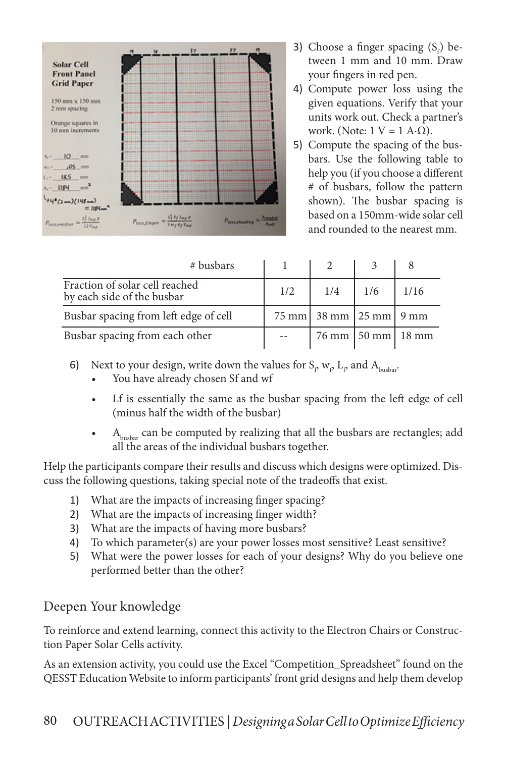3) Choose a finger spacing ($S_f$) between 1 mm and 10 mm. Draw your fingers in red pen.
4) Compute power loss using the given equations. Verify that your units work out. Check a partner's work. (Note: 1 V = 1 A·Ω).
5) Compute the spacing of the busbars. Use the following table to help you (if you choose a different # of busbars, follow the pattern shown). The busbar spacing is based on a 150mm-wide solar cell and rounded to the nearest mm.

| # busbars | 1 | 2 | 3 | 8 |
|---|---|---|---|---|
| Fraction of solar cell reached by each side of the busbar | 1/2 | 1/4 | 1/6 | 1/16 |
| Busbar spacing from left edge of cell | 75 mm | 38 mm | 25 mm | 9 mm |
| Busbar spacing from each other | -- | 76 mm | 50 mm | 18 mm |

6) Next to your design, write down the values for $S_f$, $w_f$, $L_f$, and $A_{busbar}$.
   - You have already chosen Sf and wf
   - Lf is essentially the same as the busbar spacing from the left edge of cell (minus half the width of the busbar)
   - $A_{busbar}$ can be computed by realizing that all the busbars are rectangles; add all the areas of the individual busbars together.

Help the participants compare their results and discuss which designs were optimized. Discuss the following questions, taking special note of the tradeoffs that exist.

1) What are the impacts of increasing finger spacing?
2) What are the impacts of increasing finger width?
3) What are the impacts of having more busbars?
4) To which parameter(s) are your power losses most sensitive? Least sensitive?
5) What were the power losses for each of your designs? Why do you believe one performed better than the other?

## Deepen Your knowledge

To reinforce and extend learning, connect this activity to the Electron Chairs or Construction Paper Solar Cells activity.

As an extension activity, you could use the Excel "Competition_Spreadsheet" found on the QESST Education Website to inform participants' front grid designs and help them develop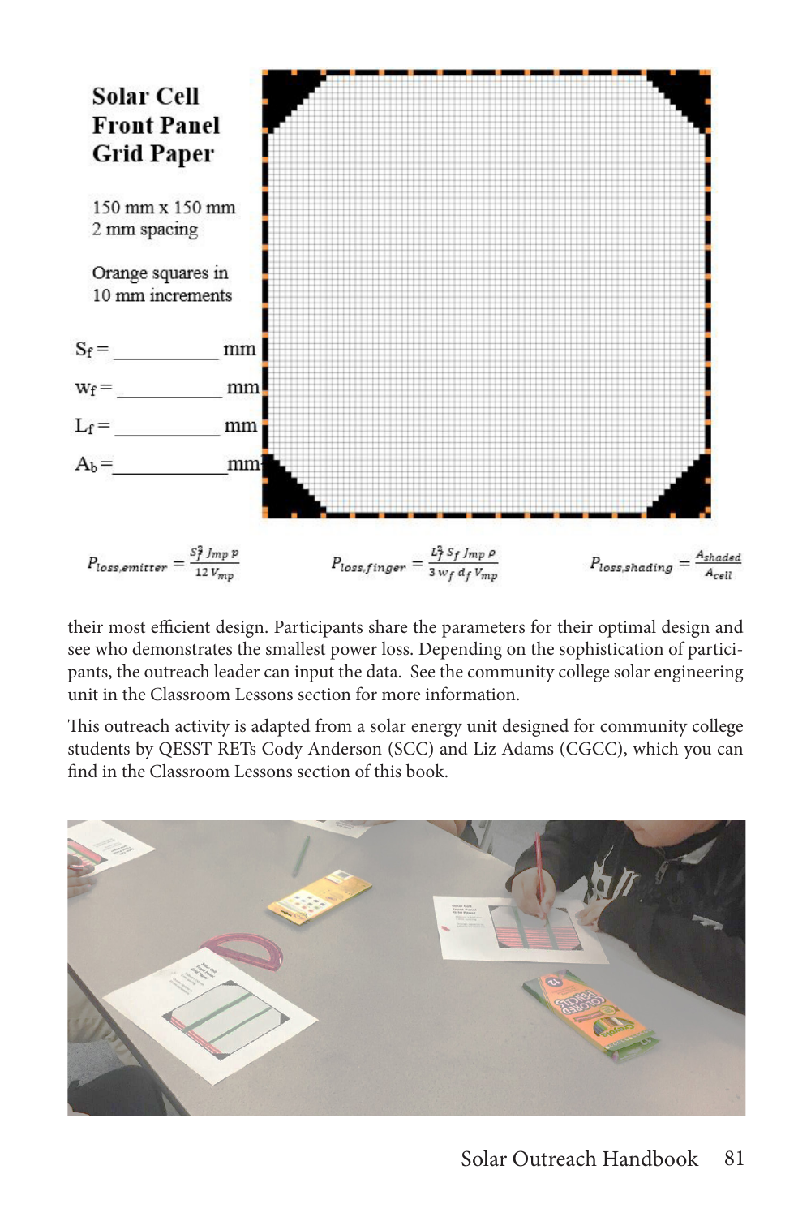**Solar Cell Front Panel Grid Paper**

150 mm x 150 mm
2 mm spacing

Orange squares in 10 mm increments

$S_f$ = __________ mm

$w_f$ = __________ mm

$L_f$ = __________ mm

$A_b$ = __________ mm

$$P_{loss,emitter} = \frac{S_f^2 \, Jmp \, \rho}{12 \, V_{mp}} \qquad P_{loss,finger} = \frac{L_f^2 \, S_f \, Jmp \, \rho}{3 \, w_f \, d_f \, V_{mp}} \qquad P_{loss,shading} = \frac{A_{shaded}}{A_{cell}}$$

their most efficient design. Participants share the parameters for their optimal design and see who demonstrates the smallest power loss. Depending on the sophistication of participants, the outreach leader can input the data. See the community college solar engineering unit in the Classroom Lessons section for more information.

This outreach activity is adapted from a solar energy unit designed for community college students by QESST RETs Cody Anderson (SCC) and Liz Adams (CGCC), which you can find in the Classroom Lessons section of this book.